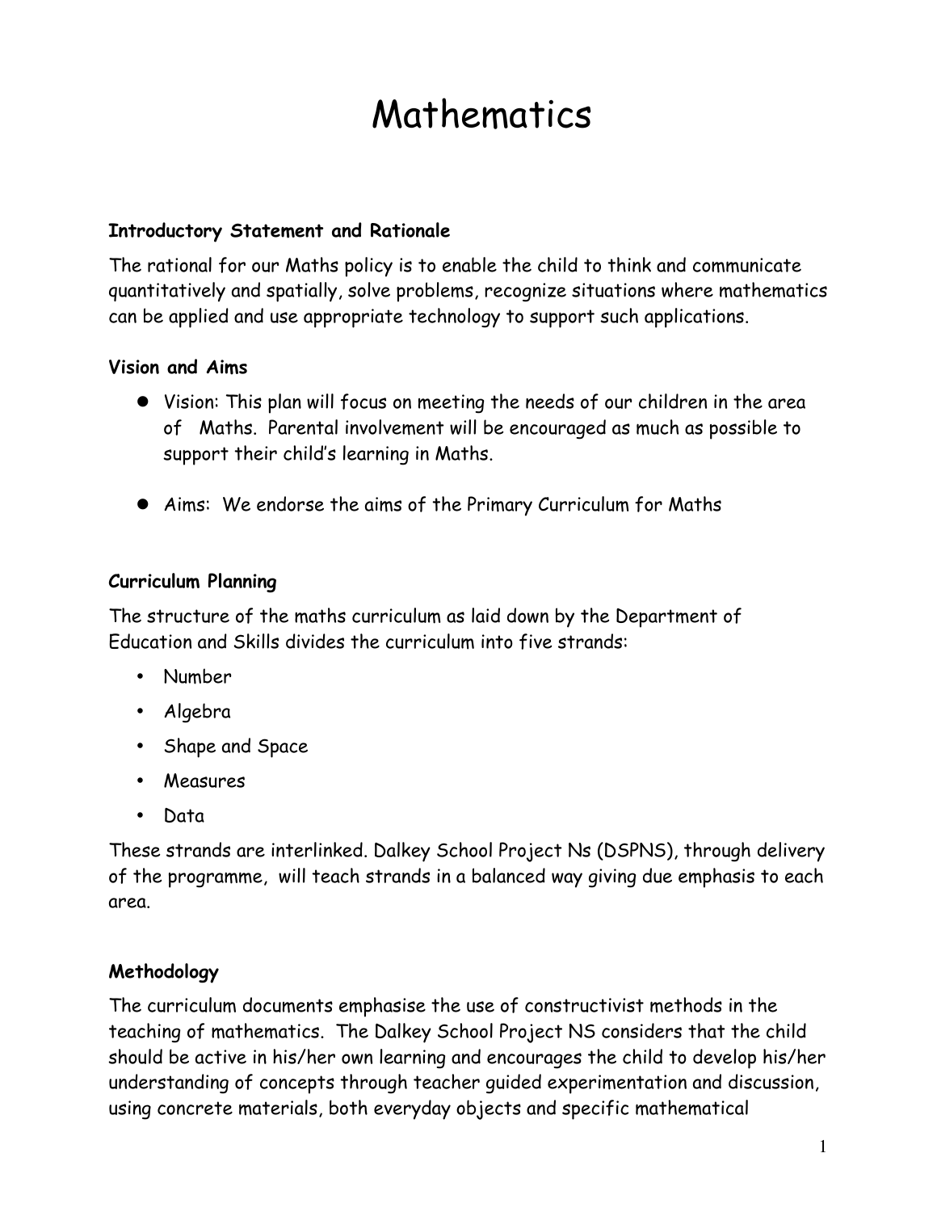# Mathematics

**Introductory Statement and Rationale**

The rational for our Maths policy is to enable the child to think and communicate quantitatively and spatially, solve problems, recognize situations where mathematics can be applied and use appropriate technology to support such applications.

**Vision and Aims**

- Vision: This plan will focus on meeting the needs of our children in the area of Maths. Parental involvement will be encouraged as much as possible to support their child's learning in Maths.

- Aims: We endorse the aims of the Primary Curriculum for Maths

**Curriculum Planning**

The structure of the maths curriculum as laid down by the Department of Education and Skills divides the curriculum into five strands:

- Number
- Algebra
- Shape and Space
- Measures
- Data

These strands are interlinked. Dalkey School Project Ns (DSPNS), through delivery of the programme, will teach strands in a balanced way giving due emphasis to each area.

**Methodology**

The curriculum documents emphasise the use of constructivist methods in the teaching of mathematics. The Dalkey School Project NS considers that the child should be active in his/her own learning and encourages the child to develop his/her understanding of concepts through teacher guided experimentation and discussion, using concrete materials, both everyday objects and specific mathematical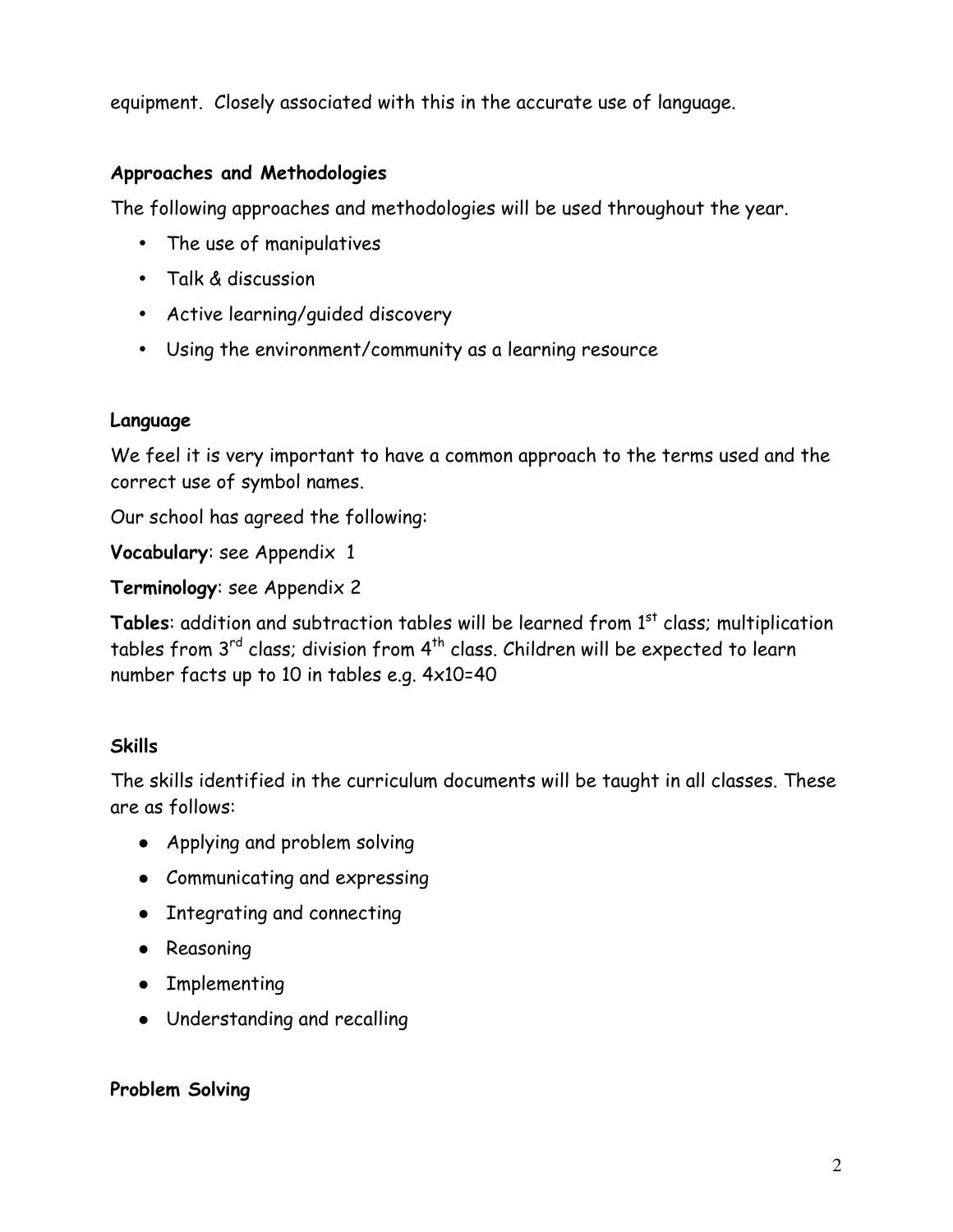equipment. Closely associated with this in the accurate use of language.

**Approaches and Methodologies**

The following approaches and methodologies will be used throughout the year.

- The use of manipulatives
- Talk & discussion
- Active learning/guided discovery
- Using the environment/community as a learning resource

**Language**

We feel it is very important to have a common approach to the terms used and the correct use of symbol names.

Our school has agreed the following:

**Vocabulary**: see Appendix 1

**Terminology**: see Appendix 2

**Tables**: addition and subtraction tables will be learned from 1st class; multiplication tables from 3rd class; division from 4th class. Children will be expected to learn number facts up to 10 in tables e.g. 4x10=40

**Skills**

The skills identified in the curriculum documents will be taught in all classes. These are as follows:

- Applying and problem solving
- Communicating and expressing
- Integrating and connecting
- Reasoning
- Implementing
- Understanding and recalling

**Problem Solving**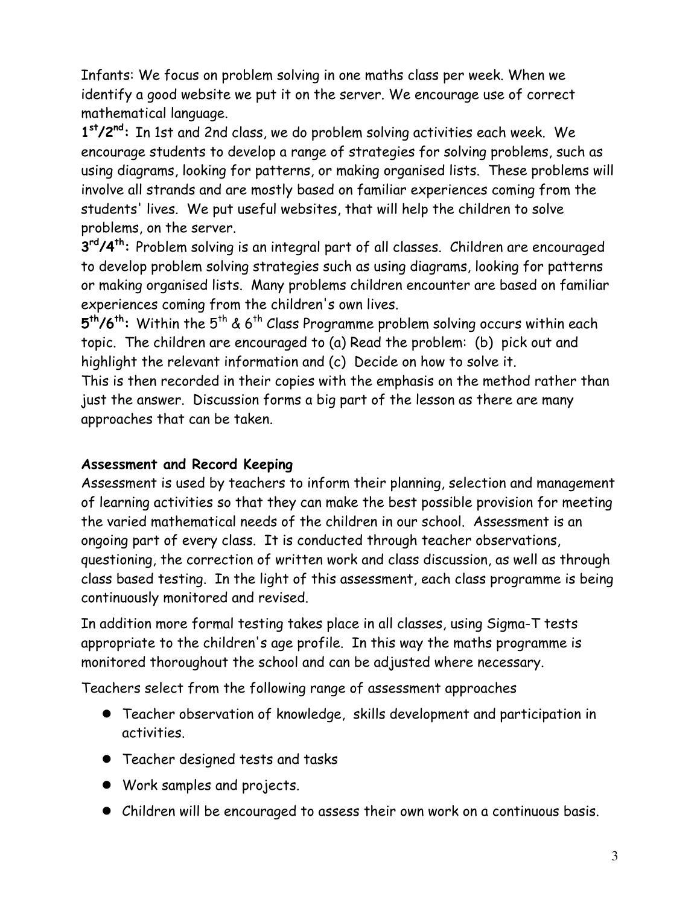Infants: We focus on problem solving in one maths class per week. When we identify a good website we put it on the server. We encourage use of correct mathematical language.

**1st/2nd:** In 1st and 2nd class, we do problem solving activities each week. We encourage students to develop a range of strategies for solving problems, such as using diagrams, looking for patterns, or making organised lists. These problems will involve all strands and are mostly based on familiar experiences coming from the students' lives. We put useful websites, that will help the children to solve problems, on the server.

**3rd/4th:** Problem solving is an integral part of all classes. Children are encouraged to develop problem solving strategies such as using diagrams, looking for patterns or making organised lists. Many problems children encounter are based on familiar experiences coming from the children's own lives.

**5th/6th:** Within the 5th & 6th Class Programme problem solving occurs within each topic. The children are encouraged to (a) Read the problem: (b) pick out and highlight the relevant information and (c) Decide on how to solve it.
This is then recorded in their copies with the emphasis on the method rather than just the answer. Discussion forms a big part of the lesson as there are many approaches that can be taken.

**Assessment and Record Keeping**

Assessment is used by teachers to inform their planning, selection and management of learning activities so that they can make the best possible provision for meeting the varied mathematical needs of the children in our school. Assessment is an ongoing part of every class. It is conducted through teacher observations, questioning, the correction of written work and class discussion, as well as through class based testing. In the light of this assessment, each class programme is being continuously monitored and revised.

In addition more formal testing takes place in all classes, using Sigma-T tests appropriate to the children's age profile. In this way the maths programme is monitored thoroughout the school and can be adjusted where necessary.

Teachers select from the following range of assessment approaches

- Teacher observation of knowledge, skills development and participation in activities.
- Teacher designed tests and tasks
- Work samples and projects.
- Children will be encouraged to assess their own work on a continuous basis.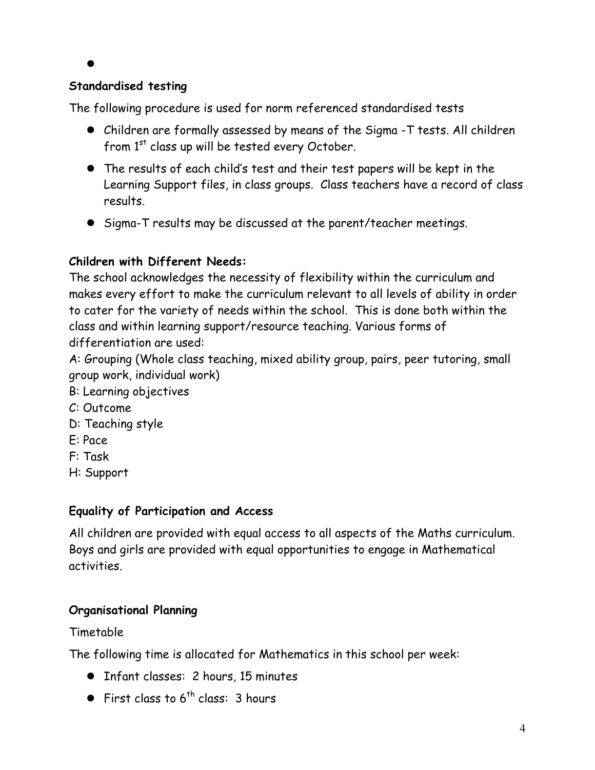- 

**Standardised testing**

The following procedure is used for norm referenced standardised tests

- Children are formally assessed by means of the Sigma -T tests. All children from 1st class up will be tested every October.
- The results of each child's test and their test papers will be kept in the Learning Support files, in class groups. Class teachers have a record of class results.
- Sigma-T results may be discussed at the parent/teacher meetings.

**Children with Different Needs:**

The school acknowledges the necessity of flexibility within the curriculum and makes every effort to make the curriculum relevant to all levels of ability in order to cater for the variety of needs within the school. This is done both within the class and within learning support/resource teaching. Various forms of differentiation are used:

A: Grouping (Whole class teaching, mixed ability group, pairs, peer tutoring, small group work, individual work)
B: Learning objectives
C: Outcome
D: Teaching style
E: Pace
F: Task
H: Support

**Equality of Participation and Access**

All children are provided with equal access to all aspects of the Maths curriculum. Boys and girls are provided with equal opportunities to engage in Mathematical activities.

**Organisational Planning**

Timetable

The following time is allocated for Mathematics in this school per week:

- Infant classes: 2 hours, 15 minutes
- First class to 6th class: 3 hours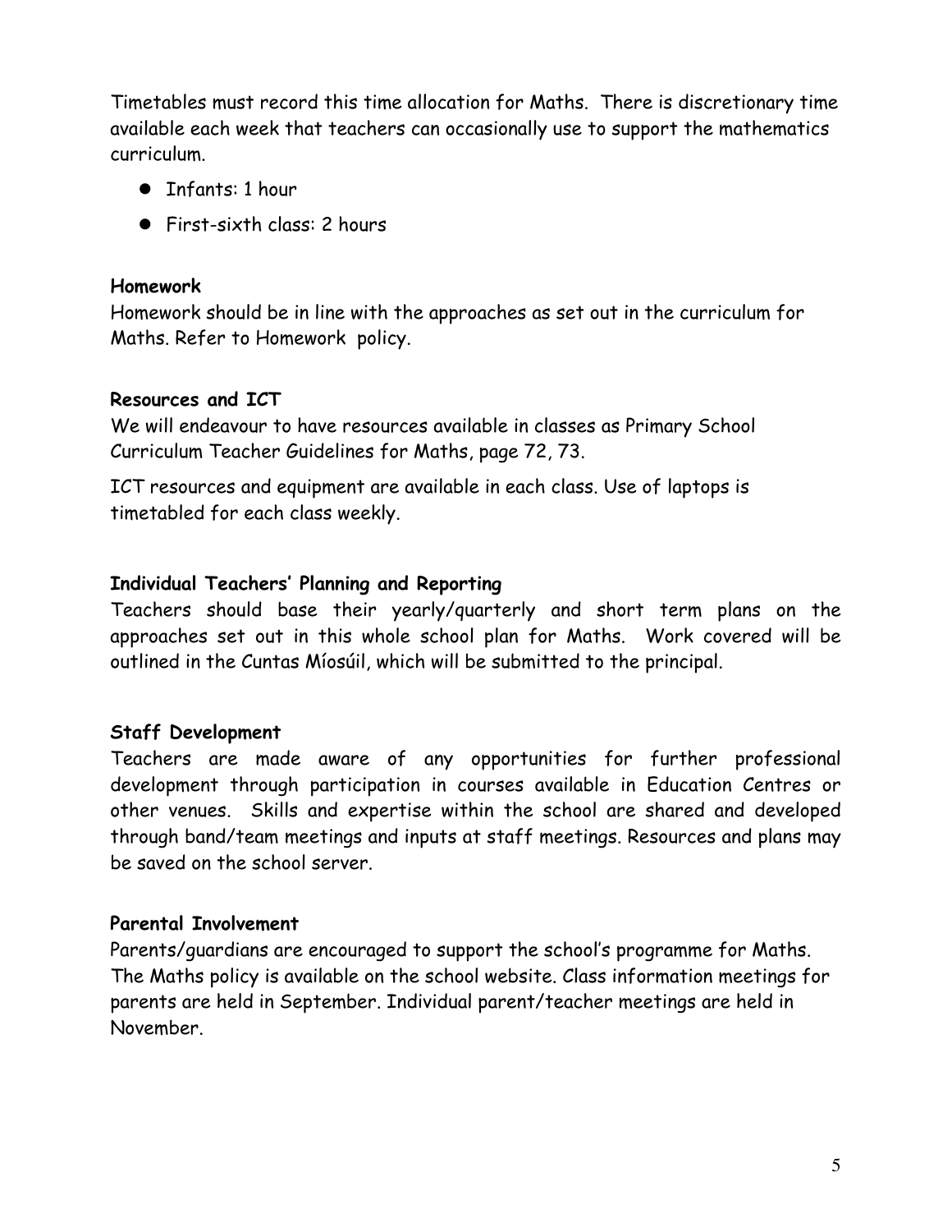Timetables must record this time allocation for Maths. There is discretionary time available each week that teachers can occasionally use to support the mathematics curriculum.

- Infants: 1 hour
- First-sixth class: 2 hours

**Homework**

Homework should be in line with the approaches as set out in the curriculum for Maths. Refer to Homework policy.

**Resources and ICT**

We will endeavour to have resources available in classes as Primary School Curriculum Teacher Guidelines for Maths, page 72, 73.

ICT resources and equipment are available in each class. Use of laptops is timetabled for each class weekly.

**Individual Teachers' Planning and Reporting**

Teachers should base their yearly/quarterly and short term plans on the approaches set out in this whole school plan for Maths. Work covered will be outlined in the Cuntas Míosúil, which will be submitted to the principal.

**Staff Development**

Teachers are made aware of any opportunities for further professional development through participation in courses available in Education Centres or other venues. Skills and expertise within the school are shared and developed through band/team meetings and inputs at staff meetings. Resources and plans may be saved on the school server.

**Parental Involvement**

Parents/guardians are encouraged to support the school's programme for Maths. The Maths policy is available on the school website. Class information meetings for parents are held in September. Individual parent/teacher meetings are held in November.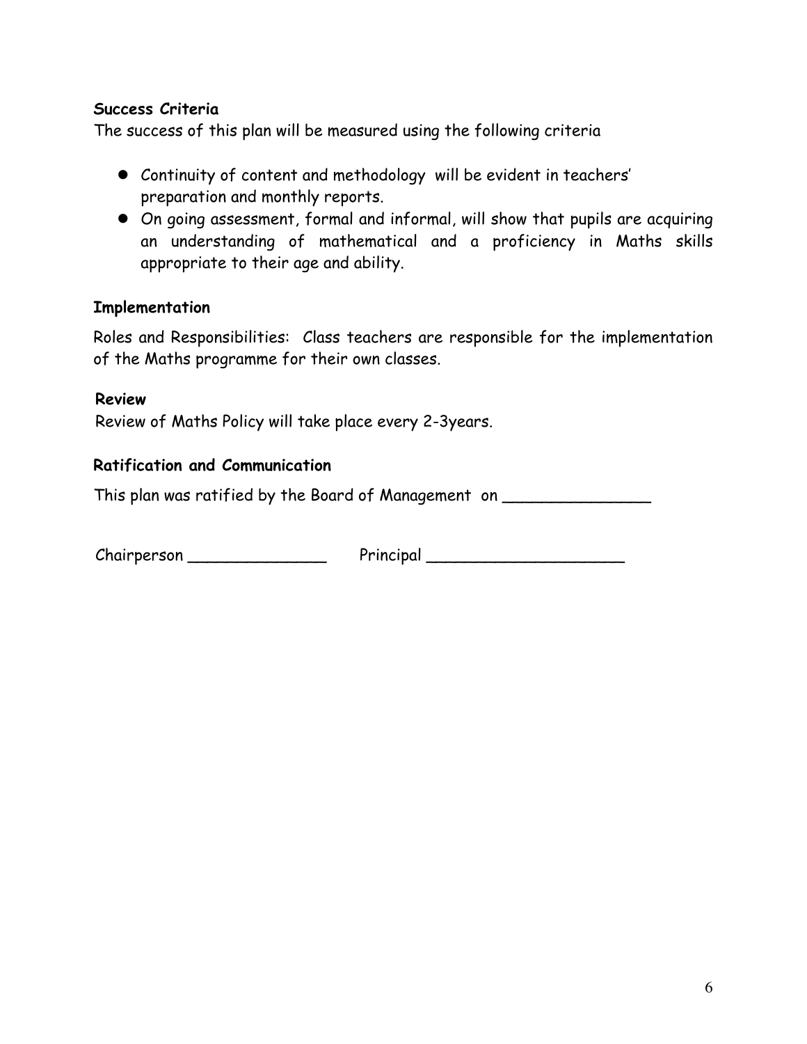**Success Criteria**

The success of this plan will be measured using the following criteria

- Continuity of content and methodology will be evident in teachers' preparation and monthly reports.
- On going assessment, formal and informal, will show that pupils are acquiring an understanding of mathematical and a proficiency in Maths skills appropriate to their age and ability.

**Implementation**

Roles and Responsibilities: Class teachers are responsible for the implementation of the Maths programme for their own classes.

**Review**

Review of Maths Policy will take place every 2-3years.

**Ratification and Communication**

This plan was ratified by the Board of Management on _______________

Chairperson ______________ Principal ____________________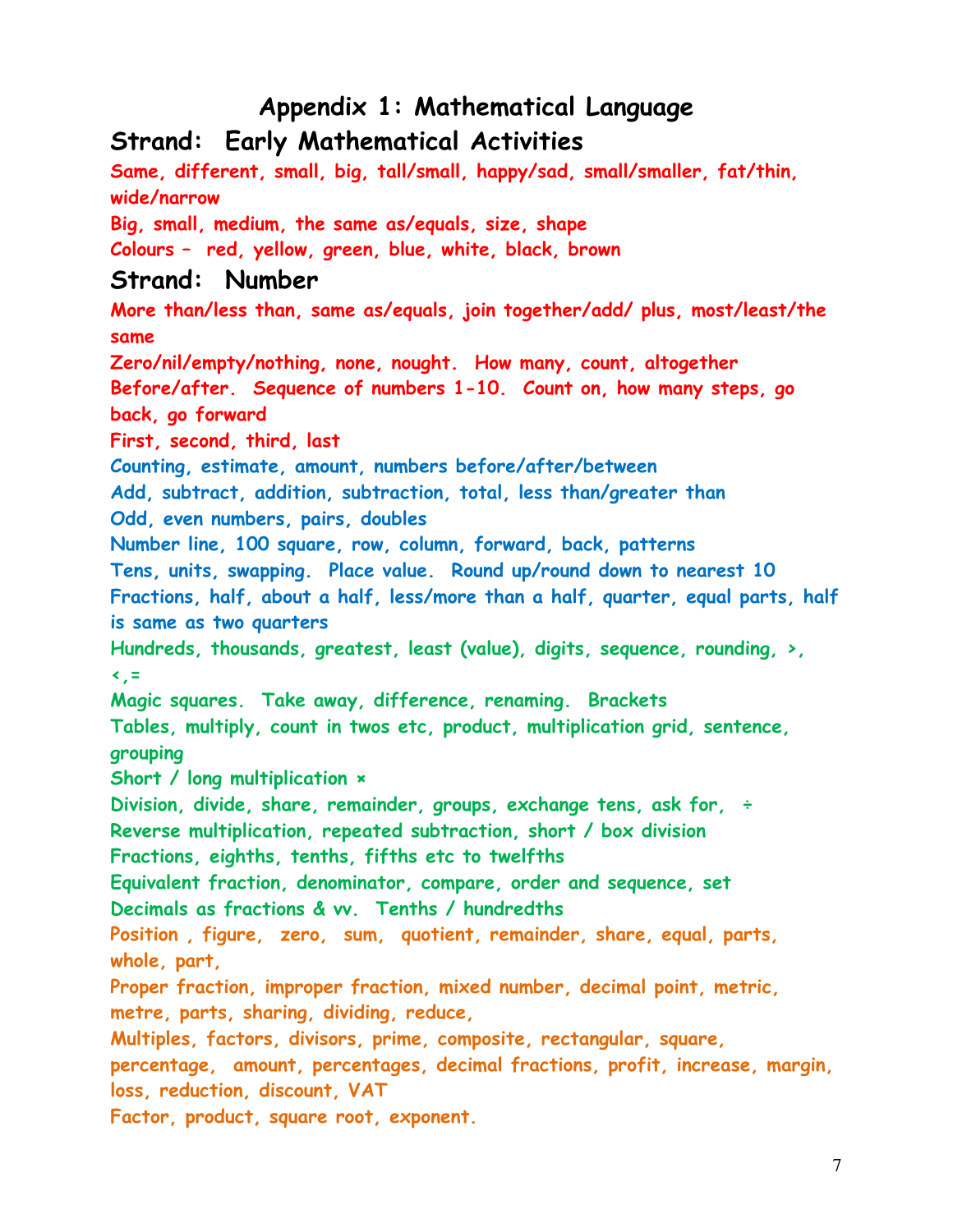# Appendix 1: Mathematical Language

## Strand: Early Mathematical Activities

**Same, different, small, big, tall/small, happy/sad, small/smaller, fat/thin, wide/narrow**

**Big, small, medium, the same as/equals, size, shape**

**Colours – red, yellow, green, blue, white, black, brown**

## Strand: Number

**More than/less than, same as/equals, join together/add/ plus, most/least/the same**

**Zero/nil/empty/nothing, none, nought. How many, count, altogether**

**Before/after. Sequence of numbers 1-10. Count on, how many steps, go back, go forward**

**First, second, third, last**

**Counting, estimate, amount, numbers before/after/between**

**Add, subtract, addition, subtraction, total, less than/greater than**

**Odd, even numbers, pairs, doubles**

**Number line, 100 square, row, column, forward, back, patterns**

**Tens, units, swapping. Place value. Round up/round down to nearest 10**

**Fractions, half, about a half, less/more than a half, quarter, equal parts, half is same as two quarters**

**Hundreds, thousands, greatest, least (value), digits, sequence, rounding, >, <,=**

**Magic squares. Take away, difference, renaming. Brackets**

**Tables, multiply, count in twos etc, product, multiplication grid, sentence, grouping**

**Short / long multiplication ×**

**Division, divide, share, remainder, groups, exchange tens, ask for, ÷**

**Reverse multiplication, repeated subtraction, short / box division**

**Fractions, eighths, tenths, fifths etc to twelfths**

**Equivalent fraction, denominator, compare, order and sequence, set**

**Decimals as fractions & vv. Tenths / hundredths**

**Position , figure, zero, sum, quotient, remainder, share, equal, parts, whole, part,**

**Proper fraction, improper fraction, mixed number, decimal point, metric, metre, parts, sharing, dividing, reduce,**

**Multiples, factors, divisors, prime, composite, rectangular, square, percentage, amount, percentages, decimal fractions, profit, increase, margin, loss, reduction, discount, VAT**

**Factor, product, square root, exponent.**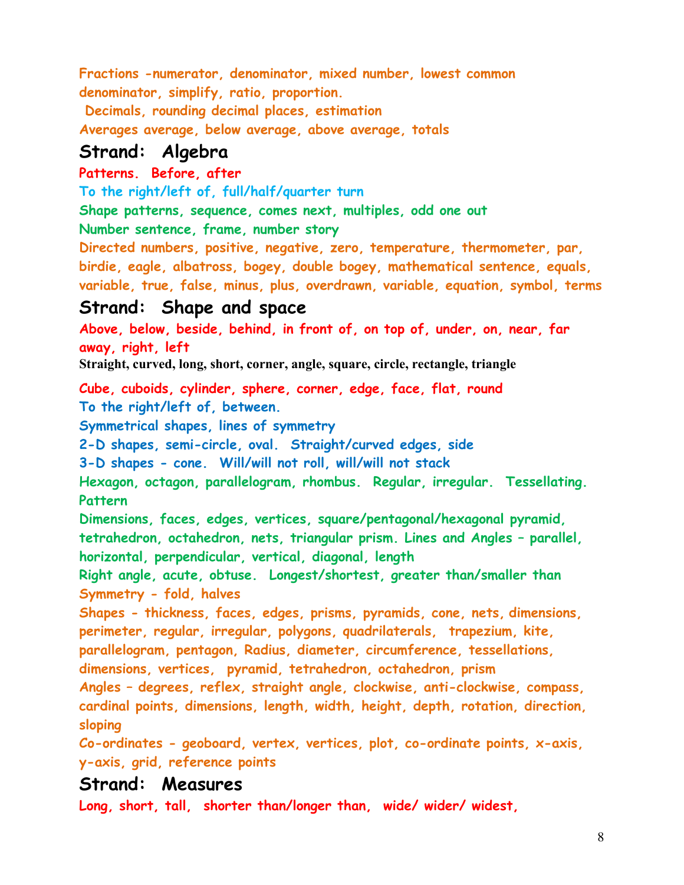Fractions -numerator, denominator, mixed number, lowest common denominator, simplify, ratio, proportion.

Decimals, rounding decimal places, estimation

Averages average, below average, above average, totals

## Strand: Algebra

Patterns. Before, after

To the right/left of, full/half/quarter turn

Shape patterns, sequence, comes next, multiples, odd one out

Number sentence, frame, number story

Directed numbers, positive, negative, zero, temperature, thermometer, par, birdie, eagle, albatross, bogey, double bogey, mathematical sentence, equals, variable, true, false, minus, plus, overdrawn, variable, equation, symbol, terms

## Strand: Shape and space

Above, below, beside, behind, in front of, on top of, under, on, near, far away, right, left

Straight, curved, long, short, corner, angle, square, circle, rectangle, triangle

Cube, cuboids, cylinder, sphere, corner, edge, face, flat, round

To the right/left of, between.

Symmetrical shapes, lines of symmetry

2-D shapes, semi-circle, oval. Straight/curved edges, side

3-D shapes - cone. Will/will not roll, will/will not stack

Hexagon, octagon, parallelogram, rhombus. Regular, irregular. Tessellating. Pattern

Dimensions, faces, edges, vertices, square/pentagonal/hexagonal pyramid, tetrahedron, octahedron, nets, triangular prism. Lines and Angles – parallel, horizontal, perpendicular, vertical, diagonal, length

Right angle, acute, obtuse. Longest/shortest, greater than/smaller than

Symmetry - fold, halves

Shapes - thickness, faces, edges, prisms, pyramids, cone, nets, dimensions, perimeter, regular, irregular, polygons, quadrilaterals, trapezium, kite, parallelogram, pentagon, Radius, diameter, circumference, tessellations, dimensions, vertices, pyramid, tetrahedron, octahedron, prism

Angles – degrees, reflex, straight angle, clockwise, anti-clockwise, compass, cardinal points, dimensions, length, width, height, depth, rotation, direction, sloping

Co-ordinates - geoboard, vertex, vertices, plot, co-ordinate points, x-axis, y-axis, grid, reference points

## Strand: Measures

Long, short, tall, shorter than/longer than, wide/ wider/ widest,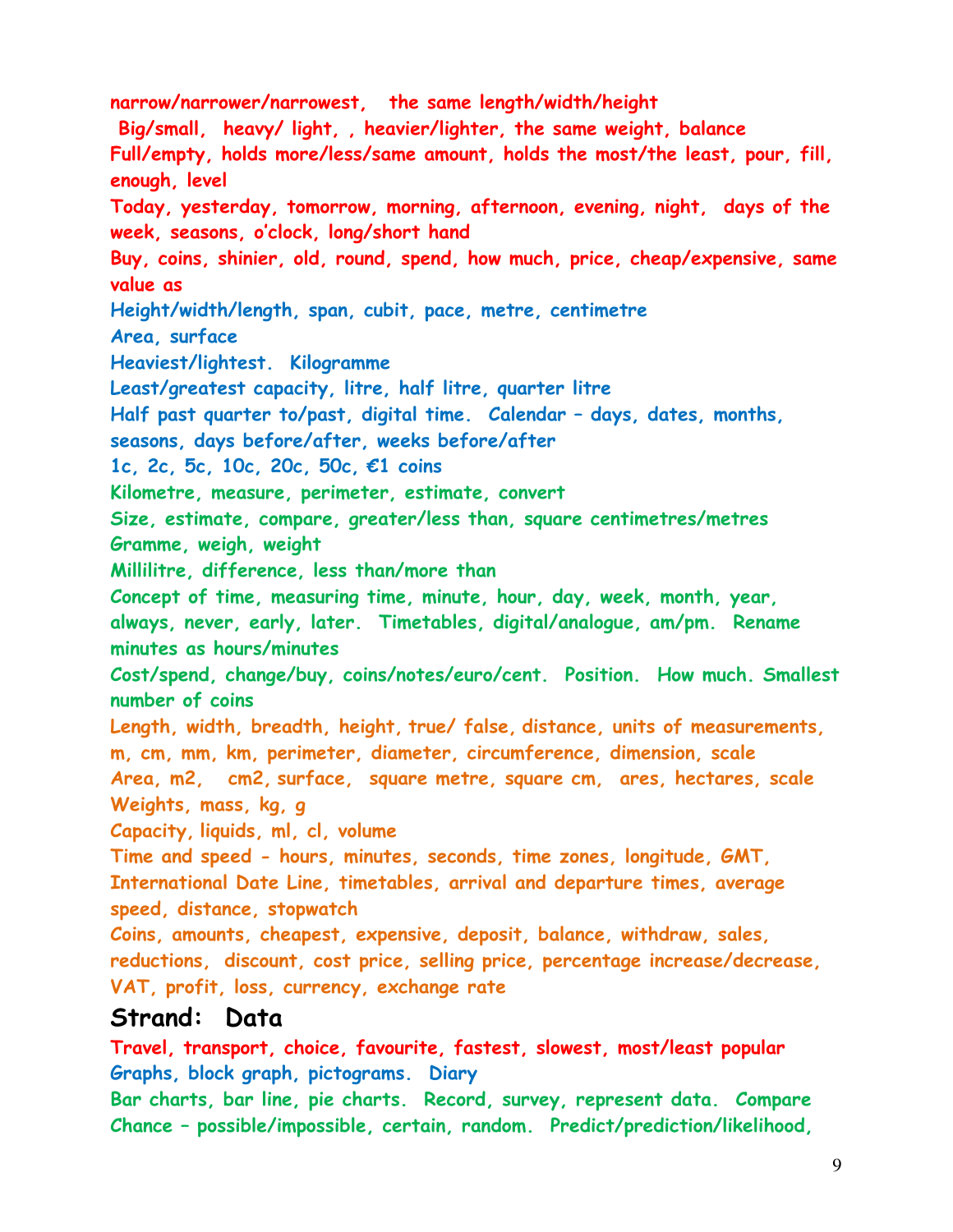**narrow/narrower/narrowest, the same length/width/height**
**Big/small, heavy/ light, , heavier/lighter, the same weight, balance**
**Full/empty, holds more/less/same amount, holds the most/the least, pour, fill, enough, level**
**Today, yesterday, tomorrow, morning, afternoon, evening, night, days of the week, seasons, o'clock, long/short hand**
**Buy, coins, shinier, old, round, spend, how much, price, cheap/expensive, same value as**
**Height/width/length, span, cubit, pace, metre, centimetre**
**Area, surface**
**Heaviest/lightest. Kilogramme**
**Least/greatest capacity, litre, half litre, quarter litre**
**Half past quarter to/past, digital time. Calendar – days, dates, months, seasons, days before/after, weeks before/after**
**1c, 2c, 5c, 10c, 20c, 50c, €1 coins**
**Kilometre, measure, perimeter, estimate, convert**
**Size, estimate, compare, greater/less than, square centimetres/metres**
**Gramme, weigh, weight**
**Millilitre, difference, less than/more than**
**Concept of time, measuring time, minute, hour, day, week, month, year, always, never, early, later. Timetables, digital/analogue, am/pm. Rename minutes as hours/minutes**
**Cost/spend, change/buy, coins/notes/euro/cent. Position. How much. Smallest number of coins**
**Length, width, breadth, height, true/ false, distance, units of measurements, m, cm, mm, km, perimeter, diameter, circumference, dimension, scale**
**Area, m2, cm2, surface, square metre, square cm, ares, hectares, scale**
**Weights, mass, kg, g**
**Capacity, liquids, ml, cl, volume**
**Time and speed - hours, minutes, seconds, time zones, longitude, GMT, International Date Line, timetables, arrival and departure times, average speed, distance, stopwatch**
**Coins, amounts, cheapest, expensive, deposit, balance, withdraw, sales, reductions, discount, cost price, selling price, percentage increase/decrease, VAT, profit, loss, currency, exchange rate**

## Strand: Data

**Travel, transport, choice, favourite, fastest, slowest, most/least popular**
**Graphs, block graph, pictograms. Diary**
**Bar charts, bar line, pie charts. Record, survey, represent data. Compare**
**Chance – possible/impossible, certain, random. Predict/prediction/likelihood,**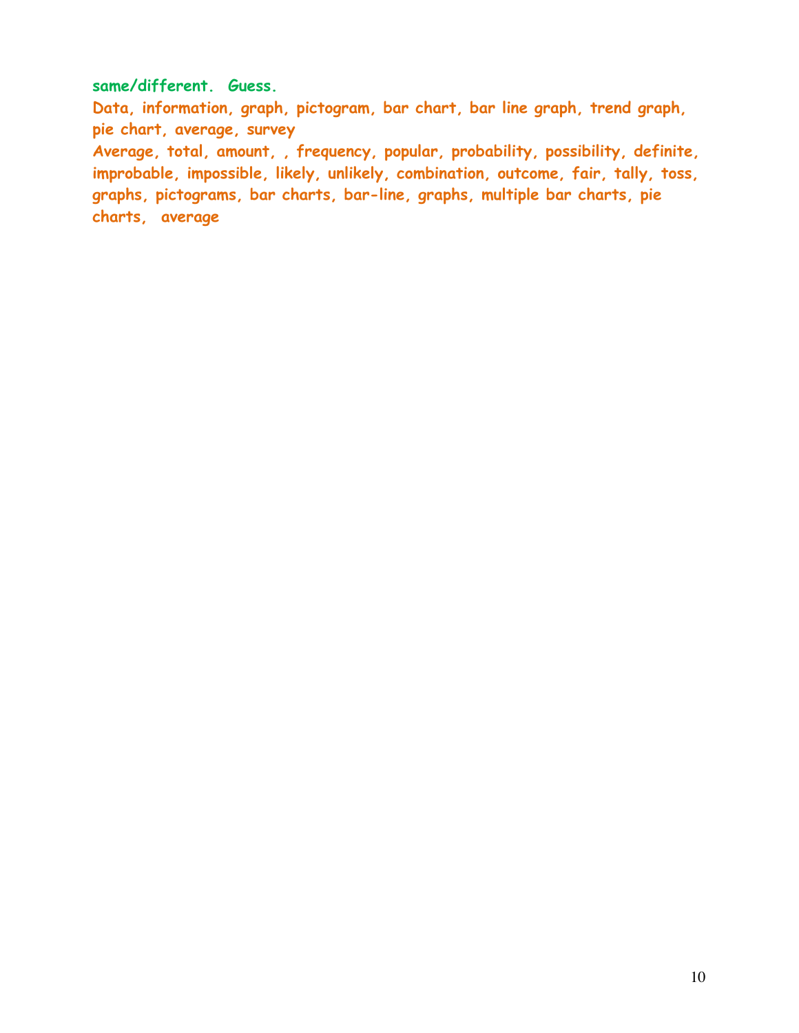**same/different. Guess.**

**Data, information, graph, pictogram, bar chart, bar line graph, trend graph, pie chart, average, survey**

**Average, total, amount, , frequency, popular, probability, possibility, definite, improbable, impossible, likely, unlikely, combination, outcome, fair, tally, toss, graphs, pictograms, bar charts, bar-line, graphs, multiple bar charts, pie charts,  average**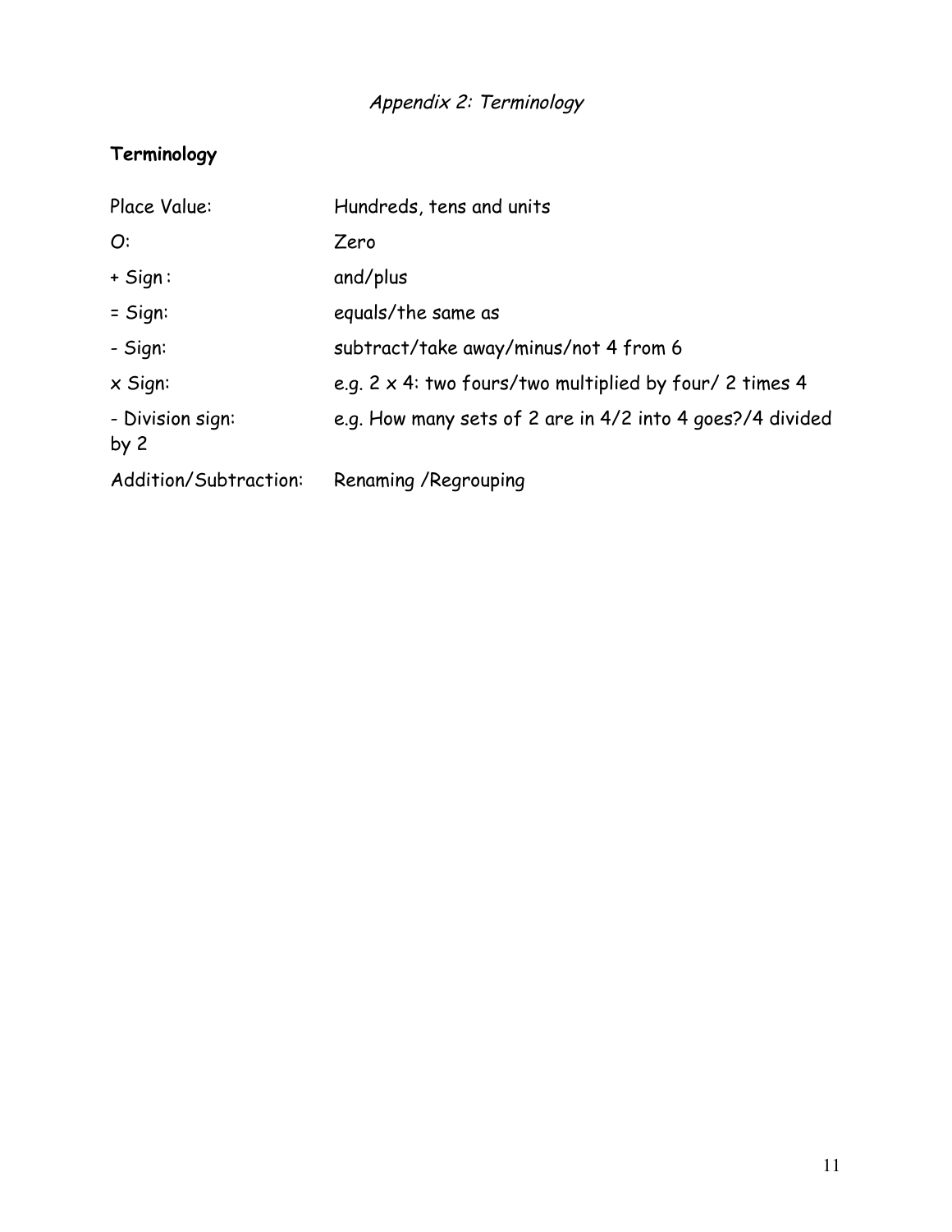*Appendix 2: Terminology*

## Terminology

| | |
|---|---|
| Place Value: | Hundreds, tens and units |
| O: | Zero |
| + Sign : | and/plus |
| = Sign: | equals/the same as |
| - Sign: | subtract/take away/minus/not 4 from 6 |
| x Sign: | e.g. 2 x 4: two fours/two multiplied by four/ 2 times 4 |
| - Division sign: | e.g. How many sets of 2 are in 4/2 into 4 goes?/4 divided by 2 |
| Addition/Subtraction: | Renaming /Regrouping |